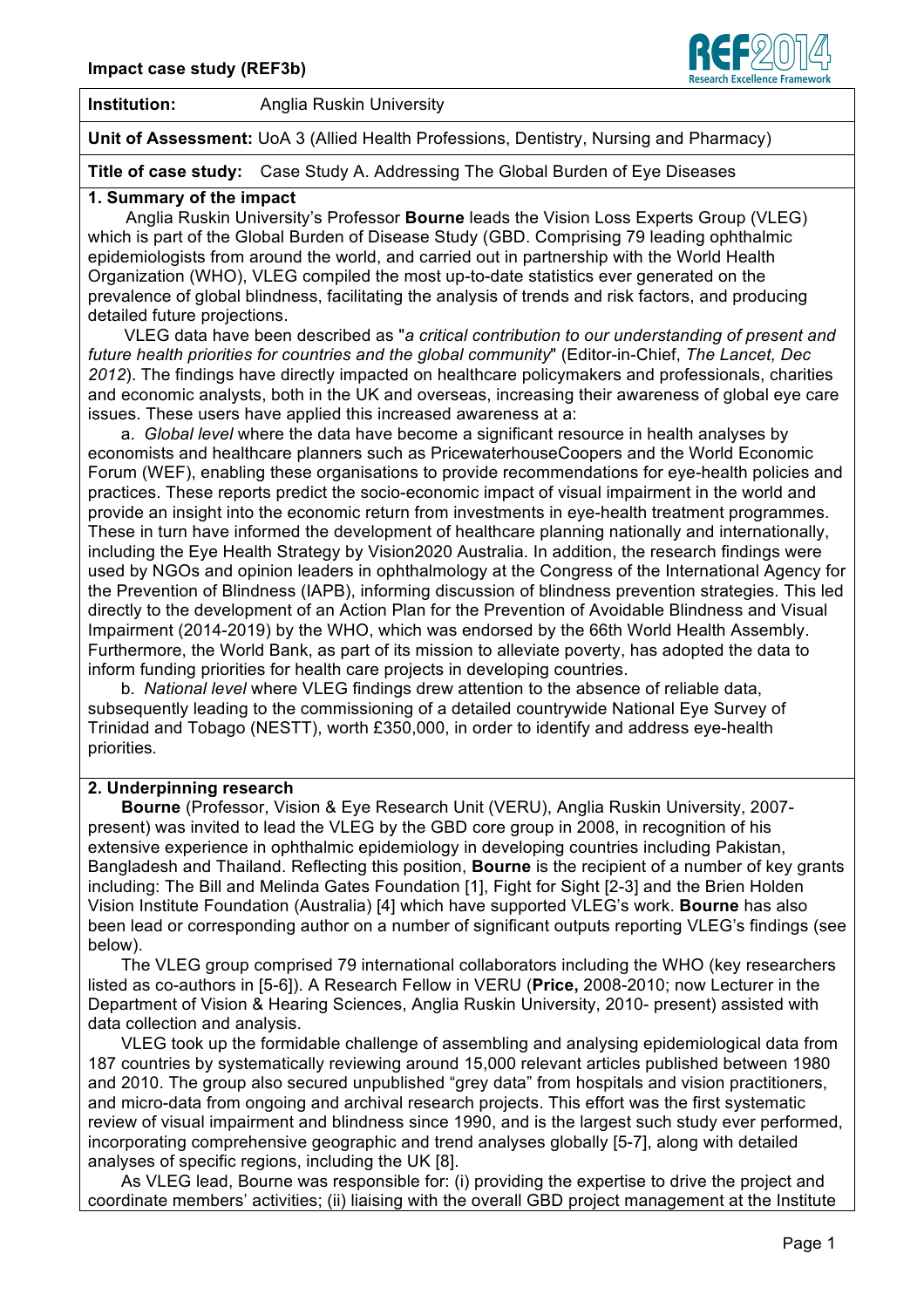**Impact case study (REF3b)**

**Institution:** Anglia Ruskin University

**Unit of Assessment:** UoA 3 (Allied Health Professions, Dentistry, Nursing and Pharmacy)

**Title of case study:** Case Study A. Addressing The Global Burden of Eye Diseases

## 1. Summary of the impact

Anglia Ruskin University's Professor **Bourne** leads the Vision Loss Experts Group (VLEG) which is part of the Global Burden of Disease Study (GBD. Comprising 79 leading ophthalmic epidemiologists from around the world, and carried out in partnership with the World Health Organization (WHO), VLEG compiled the most up-to-date statistics ever generated on the prevalence of global blindness, facilitating the analysis of trends and risk factors, and producing detailed future projections.

VLEG data have been described as "*a critical contribution to our understanding of present and future health priorities for countries and the global community*" (Editor-in-Chief, *The Lancet, Dec 2012*). The findings have directly impacted on healthcare policymakers and professionals, charities and economic analysts, both in the UK and overseas, increasing their awareness of global eye care issues. These users have applied this increased awareness at a:

a. *Global level* where the data have become a significant resource in health analyses by economists and healthcare planners such as PricewaterhouseCoopers and the World Economic Forum (WEF), enabling these organisations to provide recommendations for eye-health policies and practices. These reports predict the socio-economic impact of visual impairment in the world and provide an insight into the economic return from investments in eye-health treatment programmes. These in turn have informed the development of healthcare planning nationally and internationally, including the Eye Health Strategy by Vision2020 Australia. In addition, the research findings were used by NGOs and opinion leaders in ophthalmology at the Congress of the International Agency for the Prevention of Blindness (IAPB), informing discussion of blindness prevention strategies. This led directly to the development of an Action Plan for the Prevention of Avoidable Blindness and Visual Impairment (2014-2019) by the WHO, which was endorsed by the 66th World Health Assembly. Furthermore, the World Bank, as part of its mission to alleviate poverty, has adopted the data to inform funding priorities for health care projects in developing countries.

b. *National level* where VLEG findings drew attention to the absence of reliable data, subsequently leading to the commissioning of a detailed countrywide National Eye Survey of Trinidad and Tobago (NESTT), worth £350,000, in order to identify and address eye-health priorities.

## 2. Underpinning research

**Bourne** (Professor, Vision & Eye Research Unit (VERU), Anglia Ruskin University, 2007-present) was invited to lead the VLEG by the GBD core group in 2008, in recognition of his extensive experience in ophthalmic epidemiology in developing countries including Pakistan, Bangladesh and Thailand. Reflecting this position, **Bourne** is the recipient of a number of key grants including: The Bill and Melinda Gates Foundation [1], Fight for Sight [2-3] and the Brien Holden Vision Institute Foundation (Australia) [4] which have supported VLEG's work. **Bourne** has also been lead or corresponding author on a number of significant outputs reporting VLEG's findings (see below).

The VLEG group comprised 79 international collaborators including the WHO (key researchers listed as co-authors in [5-6]). A Research Fellow in VERU (**Price,** 2008-2010; now Lecturer in the Department of Vision & Hearing Sciences, Anglia Ruskin University, 2010- present) assisted with data collection and analysis.

VLEG took up the formidable challenge of assembling and analysing epidemiological data from 187 countries by systematically reviewing around 15,000 relevant articles published between 1980 and 2010. The group also secured unpublished "grey data" from hospitals and vision practitioners, and micro-data from ongoing and archival research projects. This effort was the first systematic review of visual impairment and blindness since 1990, and is the largest such study ever performed, incorporating comprehensive geographic and trend analyses globally [5-7], along with detailed analyses of specific regions, including the UK [8].

As VLEG lead, Bourne was responsible for: (i) providing the expertise to drive the project and coordinate members' activities; (ii) liaising with the overall GBD project management at the Institute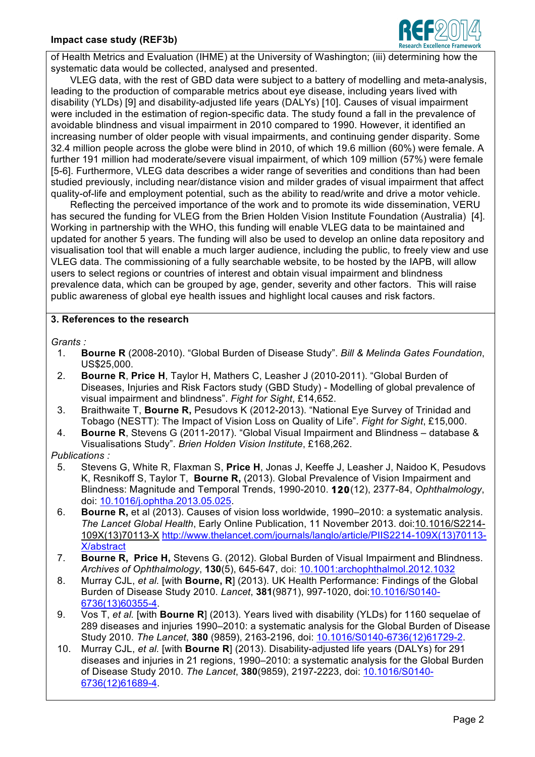of Health Metrics and Evaluation (IHME) at the University of Washington; (iii) determining how the systematic data would be collected, analysed and presented.

VLEG data, with the rest of GBD data were subject to a battery of modelling and meta-analysis, leading to the production of comparable metrics about eye disease, including years lived with disability (YLDs) [9] and disability-adjusted life years (DALYs) [10]. Causes of visual impairment were included in the estimation of region-specific data. The study found a fall in the prevalence of avoidable blindness and visual impairment in 2010 compared to 1990. However, it identified an increasing number of older people with visual impairments, and continuing gender disparity. Some 32.4 million people across the globe were blind in 2010, of which 19.6 million (60%) were female. A further 191 million had moderate/severe visual impairment, of which 109 million (57%) were female [5-6]. Furthermore, VLEG data describes a wider range of severities and conditions than had been studied previously, including near/distance vision and milder grades of visual impairment that affect quality-of-life and employment potential, such as the ability to read/write and drive a motor vehicle.

Reflecting the perceived importance of the work and to promote its wide dissemination, VERU has secured the funding for VLEG from the Brien Holden Vision Institute Foundation (Australia) [4]. Working in partnership with the WHO, this funding will enable VLEG data to be maintained and updated for another 5 years. The funding will also be used to develop an online data repository and visualisation tool that will enable a much larger audience, including the public, to freely view and use VLEG data. The commissioning of a fully searchable website, to be hosted by the IAPB, will allow users to select regions or countries of interest and obtain visual impairment and blindness prevalence data, which can be grouped by age, gender, severity and other factors. This will raise public awareness of global eye health issues and highlight local causes and risk factors.

## 3. References to the research

*Grants :*

1. **Bourne R** (2008-2010). "Global Burden of Disease Study". *Bill & Melinda Gates Foundation*, US$25,000.
2. **Bourne R**, **Price H**, Taylor H, Mathers C, Leasher J (2010-2011). "Global Burden of Diseases, Injuries and Risk Factors study (GBD Study) - Modelling of global prevalence of visual impairment and blindness". *Fight for Sight*, £14,652.
3. Braithwaite T, **Bourne R,** Pesudovs K (2012-2013). "National Eye Survey of Trinidad and Tobago (NESTT): The Impact of Vision Loss on Quality of Life". *Fight for Sight*, £15,000.
4. **Bourne R**, Stevens G (2011-2017). "Global Visual Impairment and Blindness – database & Visualisations Study". *Brien Holden Vision Institute*, £168,262.

*Publications :*

5. Stevens G, White R, Flaxman S, **Price H**, Jonas J, Keeffe J, Leasher J, Naidoo K, Pesudovs K, Resnikoff S, Taylor T, **Bourne R,** (2013). Global Prevalence of Vision Impairment and Blindness: Magnitude and Temporal Trends, 1990-2010. **120**(12), 2377-84, *Ophthalmology*, doi: 10.1016/j.ophtha.2013.05.025.
6. **Bourne R,** et al (2013). Causes of vision loss worldwide, 1990–2010: a systematic analysis. *The Lancet Global Health*, Early Online Publication, 11 November 2013. doi:10.1016/S2214-109X(13)70113-X http://www.thelancet.com/journals/langlo/article/PIIS2214-109X(13)70113-X/abstract
7. **Bourne R, Price H,** Stevens G. (2012). Global Burden of Visual Impairment and Blindness. *Archives of Ophthalmology*, **130**(5), 645-647, doi: 10.1001:archophthalmol.2012.1032
8. Murray CJL, *et al.* [with **Bourne, R**] (2013). UK Health Performance: Findings of the Global Burden of Disease Study 2010. *Lancet*, **381**(9871), 997-1020, doi:10.1016/S0140-6736(13)60355-4.
9. Vos T, *et al.* [with **Bourne R**] (2013). Years lived with disability (YLDs) for 1160 sequelae of 289 diseases and injuries 1990–2010: a systematic analysis for the Global Burden of Disease Study 2010. *The Lancet*, **380** (9859), 2163-2196, doi: 10.1016/S0140-6736(12)61729-2.
10. Murray CJL, *et al.* [with **Bourne R**] (2013). Disability-adjusted life years (DALYs) for 291 diseases and injuries in 21 regions, 1990–2010: a systematic analysis for the Global Burden of Disease Study 2010. *The Lancet*, **380**(9859), 2197-2223, doi: 10.1016/S0140-6736(12)61689-4.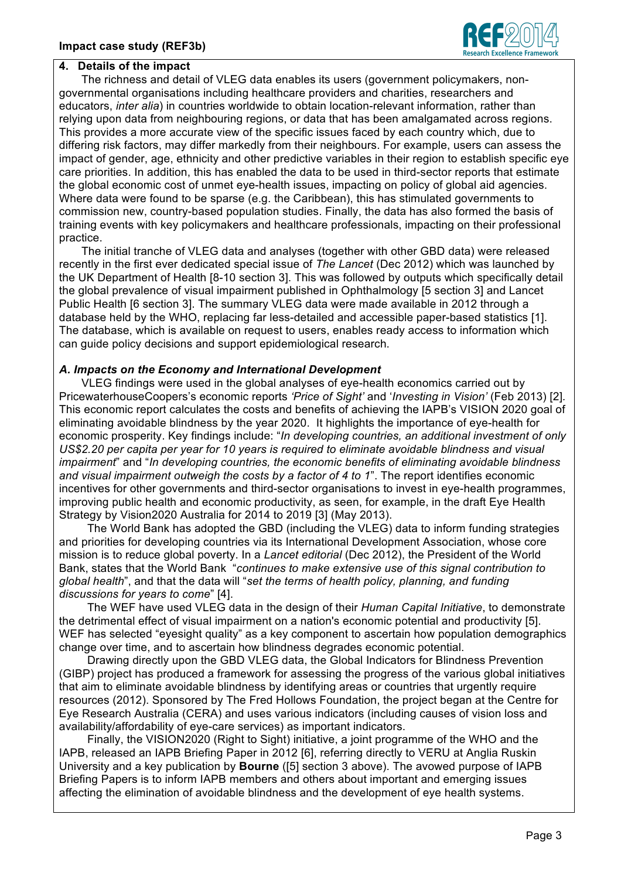## 4. Details of the impact

The richness and detail of VLEG data enables its users (government policymakers, non-governmental organisations including healthcare providers and charities, researchers and educators, *inter alia*) in countries worldwide to obtain location-relevant information, rather than relying upon data from neighbouring regions, or data that has been amalgamated across regions. This provides a more accurate view of the specific issues faced by each country which, due to differing risk factors, may differ markedly from their neighbours. For example, users can assess the impact of gender, age, ethnicity and other predictive variables in their region to establish specific eye care priorities. In addition, this has enabled the data to be used in third-sector reports that estimate the global economic cost of unmet eye-health issues, impacting on policy of global aid agencies. Where data were found to be sparse (e.g. the Caribbean), this has stimulated governments to commission new, country-based population studies. Finally, the data has also formed the basis of training events with key policymakers and healthcare professionals, impacting on their professional practice.

The initial tranche of VLEG data and analyses (together with other GBD data) were released recently in the first ever dedicated special issue of *The Lancet* (Dec 2012) which was launched by the UK Department of Health [8-10 section 3]. This was followed by outputs which specifically detail the global prevalence of visual impairment published in Ophthalmology [5 section 3] and Lancet Public Health [6 section 3]. The summary VLEG data were made available in 2012 through a database held by the WHO, replacing far less-detailed and accessible paper-based statistics [1]. The database, which is available on request to users, enables ready access to information which can guide policy decisions and support epidemiological research.

### *A. Impacts on the Economy and International Development*

VLEG findings were used in the global analyses of eye-health economics carried out by PricewaterhouseCoopers's economic reports *'Price of Sight'* and '*Investing in Vision'* (Feb 2013) [2]. This economic report calculates the costs and benefits of achieving the IAPB's VISION 2020 goal of eliminating avoidable blindness by the year 2020. It highlights the importance of eye-health for economic prosperity. Key findings include: "*In developing countries, an additional investment of only US$2.20 per capita per year for 10 years is required to eliminate avoidable blindness and visual impairment*" and "*In developing countries, the economic benefits of eliminating avoidable blindness and visual impairment outweigh the costs by a factor of 4 to 1*". The report identifies economic incentives for other governments and third-sector organisations to invest in eye-health programmes, improving public health and economic productivity, as seen, for example, in the draft Eye Health Strategy by Vision2020 Australia for 2014 to 2019 [3] (May 2013).

The World Bank has adopted the GBD (including the VLEG) data to inform funding strategies and priorities for developing countries via its International Development Association, whose core mission is to reduce global poverty. In a *Lancet editorial* (Dec 2012), the President of the World Bank, states that the World Bank "*continues to make extensive use of this signal contribution to global health*", and that the data will "*set the terms of health policy, planning, and funding discussions for years to come*" [4].

The WEF have used VLEG data in the design of their *Human Capital Initiative*, to demonstrate the detrimental effect of visual impairment on a nation's economic potential and productivity [5]. WEF has selected "eyesight quality" as a key component to ascertain how population demographics change over time, and to ascertain how blindness degrades economic potential.

Drawing directly upon the GBD VLEG data, the Global Indicators for Blindness Prevention (GIBP) project has produced a framework for assessing the progress of the various global initiatives that aim to eliminate avoidable blindness by identifying areas or countries that urgently require resources (2012). Sponsored by The Fred Hollows Foundation, the project began at the Centre for Eye Research Australia (CERA) and uses various indicators (including causes of vision loss and availability/affordability of eye-care services) as important indicators.

Finally, the VISION2020 (Right to Sight) initiative, a joint programme of the WHO and the IAPB, released an IAPB Briefing Paper in 2012 [6], referring directly to VERU at Anglia Ruskin University and a key publication by **Bourne** ([5] section 3 above). The avowed purpose of IAPB Briefing Papers is to inform IAPB members and others about important and emerging issues affecting the elimination of avoidable blindness and the development of eye health systems.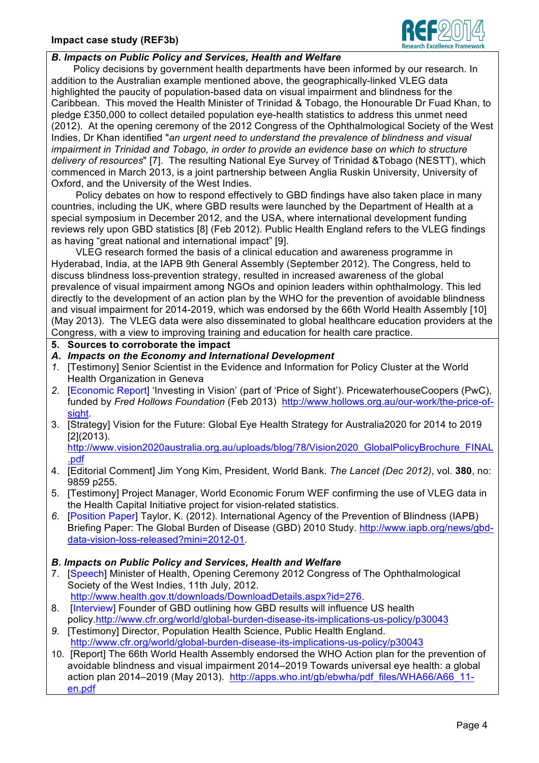### *B. Impacts on Public Policy and Services, Health and Welfare*

Policy decisions by government health departments have been informed by our research. In addition to the Australian example mentioned above, the geographically-linked VLEG data highlighted the paucity of population-based data on visual impairment and blindness for the Caribbean. This moved the Health Minister of Trinidad & Tobago, the Honourable Dr Fuad Khan, to pledge £350,000 to collect detailed population eye-health statistics to address this unmet need (2012). At the opening ceremony of the 2012 Congress of the Ophthalmological Society of the West Indies, Dr Khan identified "*an urgent need to understand the prevalence of blindness and visual impairment in Trinidad and Tobago, in order to provide an evidence base on which to structure delivery of resources*" [7]. The resulting National Eye Survey of Trinidad &Tobago (NESTT), which commenced in March 2013, is a joint partnership between Anglia Ruskin University, University of Oxford, and the University of the West Indies.

Policy debates on how to respond effectively to GBD findings have also taken place in many countries, including the UK, where GBD results were launched by the Department of Health at a special symposium in December 2012, and the USA, where international development funding reviews rely upon GBD statistics [8] (Feb 2012). Public Health England refers to the VLEG findings as having "great national and international impact" [9].

VLEG research formed the basis of a clinical education and awareness programme in Hyderabad, India, at the IAPB 9th General Assembly (September 2012). The Congress, held to discuss blindness loss-prevention strategy, resulted in increased awareness of the global prevalence of visual impairment among NGOs and opinion leaders within ophthalmology. This led directly to the development of an action plan by the WHO for the prevention of avoidable blindness and visual impairment for 2014-2019, which was endorsed by the 66th World Health Assembly [10] (May 2013). The VLEG data were also disseminated to global healthcare education providers at the Congress, with a view to improving training and education for health care practice.

## 5. Sources to corroborate the impact

### *A. Impacts on the Economy and International Development*

1. [Testimony] Senior Scientist in the Evidence and Information for Policy Cluster at the World Health Organization in Geneva
2. [Economic Report] 'Investing in Vision' (part of 'Price of Sight'). PricewaterhouseCoopers (PwC), funded by *Fred Hollows Foundation* (Feb 2013) http://www.hollows.org.au/our-work/the-price-of-sight.
3. [Strategy] Vision for the Future: Global Eye Health Strategy for Australia2020 for 2014 to 2019 [2](2013). http://www.vision2020australia.org.au/uploads/blog/78/Vision2020_GlobalPolicyBrochure_FINAL.pdf
4. [Editorial Comment] Jim Yong Kim, President, World Bank. *The Lancet (Dec 2012)*, vol. **380**, no: 9859 p255.
5. [Testimony] Project Manager, World Economic Forum WEF confirming the use of VLEG data in the Health Capital Initiative project for vision-related statistics.
6. [Position Paper] Taylor, K. (2012). International Agency of the Prevention of Blindness (IAPB) Briefing Paper: The Global Burden of Disease (GBD) 2010 Study. http://www.iapb.org/news/gbd-data-vision-loss-released?mini=2012-01.

### *B. Impacts on Public Policy and Services, Health and Welfare*

7. [Speech] Minister of Health, Opening Ceremony 2012 Congress of The Ophthalmological Society of the West Indies, 11th July, 2012. http://www.health.gov.tt/downloads/DownloadDetails.aspx?id=276.
8. [Interview] Founder of GBD outlining how GBD results will influence US health policy.http://www.cfr.org/world/global-burden-disease-its-implications-us-policy/p30043
9. [Testimony] Director, Population Health Science, Public Health England. http://www.cfr.org/world/global-burden-disease-its-implications-us-policy/p30043
10. [Report] The 66th World Health Assembly endorsed the WHO Action plan for the prevention of avoidable blindness and visual impairment 2014–2019 Towards universal eye health: a global action plan 2014–2019 (May 2013). http://apps.who.int/gb/ebwha/pdf_files/WHA66/A66_11-en.pdf